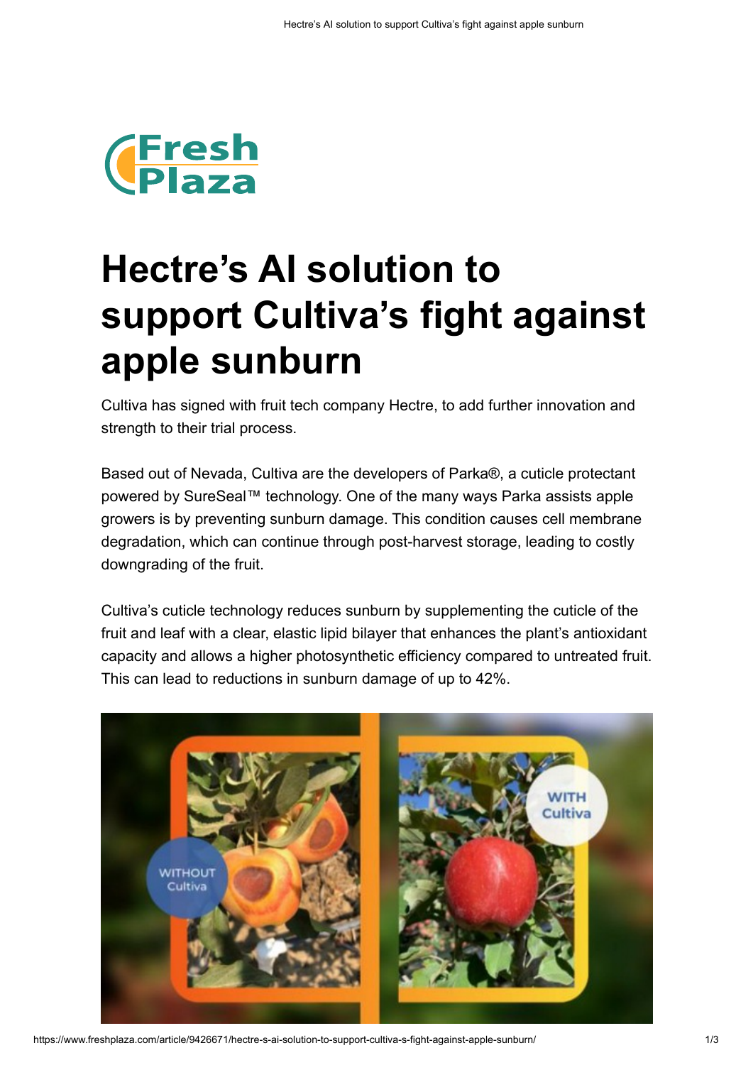# Hectre's AI solution to support Cultiva's fight against apple sunburn

Cultiva has signed with fruit tech company Hectre, to add further innovation and strength to their trial process.

Based out of Nevada, Cultiva are the developers of Parka®, a cuticle protectant powered by SureSeal™ technology. One of the many ways Parka assists apple growers is by preventing sunburn damage. This condition causes cell membrane degradation, which can continue through post-harvest storage, leading to costly downgrading of the fruit.

Cultiva's cuticle technology reduces sunburn by supplementing the cuticle of the fruit and leaf with a clear, elastic lipid bilayer that enhances the plant's antioxidant capacity and allows a higher photosynthetic efficiency compared to untreated fruit. This can lead to reductions in sunburn damage of up to 42%.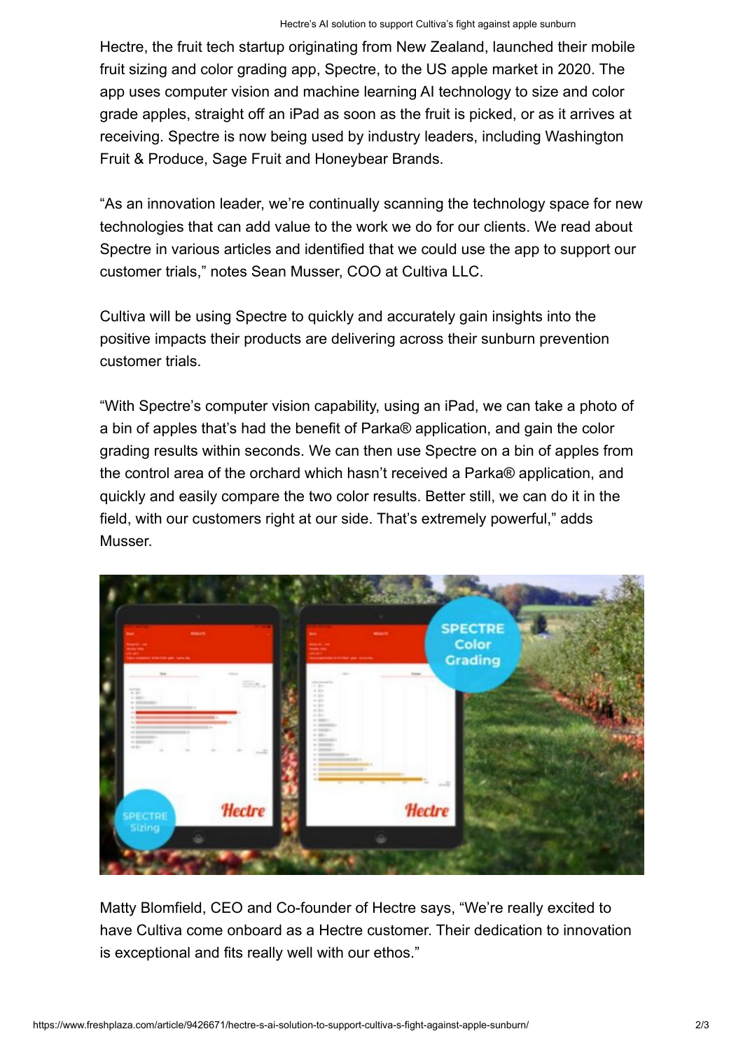Hectre, the fruit tech startup originating from New Zealand, launched their mobile fruit sizing and color grading app, Spectre, to the US apple market in 2020. The app uses computer vision and machine learning AI technology to size and color grade apples, straight off an iPad as soon as the fruit is picked, or as it arrives at receiving. Spectre is now being used by industry leaders, including Washington Fruit & Produce, Sage Fruit and Honeybear Brands.

“As an innovation leader, we’re continually scanning the technology space for new technologies that can add value to the work we do for our clients. We read about Spectre in various articles and identified that we could use the app to support our customer trials,” notes Sean Musser, COO at Cultiva LLC.

Cultiva will be using Spectre to quickly and accurately gain insights into the positive impacts their products are delivering across their sunburn prevention customer trials.

“With Spectre’s computer vision capability, using an iPad, we can take a photo of a bin of apples that’s had the benefit of Parka® application, and gain the color grading results within seconds. We can then use Spectre on a bin of apples from the control area of the orchard which hasn’t received a Parka® application, and quickly and easily compare the two color results. Better still, we can do it in the field, with our customers right at our side. That’s extremely powerful,” adds Musser.

Matty Blomfield, CEO and Co-founder of Hectre says, “We’re really excited to have Cultiva come onboard as a Hectre customer. Their dedication to innovation is exceptional and fits really well with our ethos.”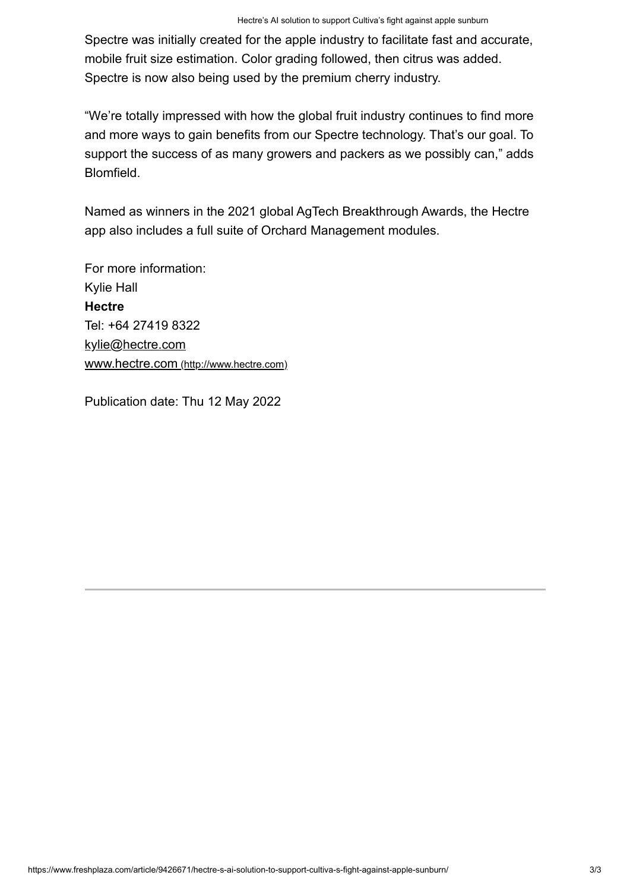Spectre was initially created for the apple industry to facilitate fast and accurate, mobile fruit size estimation. Color grading followed, then citrus was added. Spectre is now also being used by the premium cherry industry.

“We’re totally impressed with how the global fruit industry continues to find more and more ways to gain benefits from our Spectre technology. That’s our goal. To support the success of as many growers and packers as we possibly can,” adds Blomfield.

Named as winners in the 2021 global AgTech Breakthrough Awards, the Hectre app also includes a full suite of Orchard Management modules.

For more information:  
Kylie Hall  
**Hectre**  
Tel: +64 27419 8322  
kylie@hectre.com  
www.hectre.com (http://www.hectre.com)

Publication date: Thu 12 May 2022